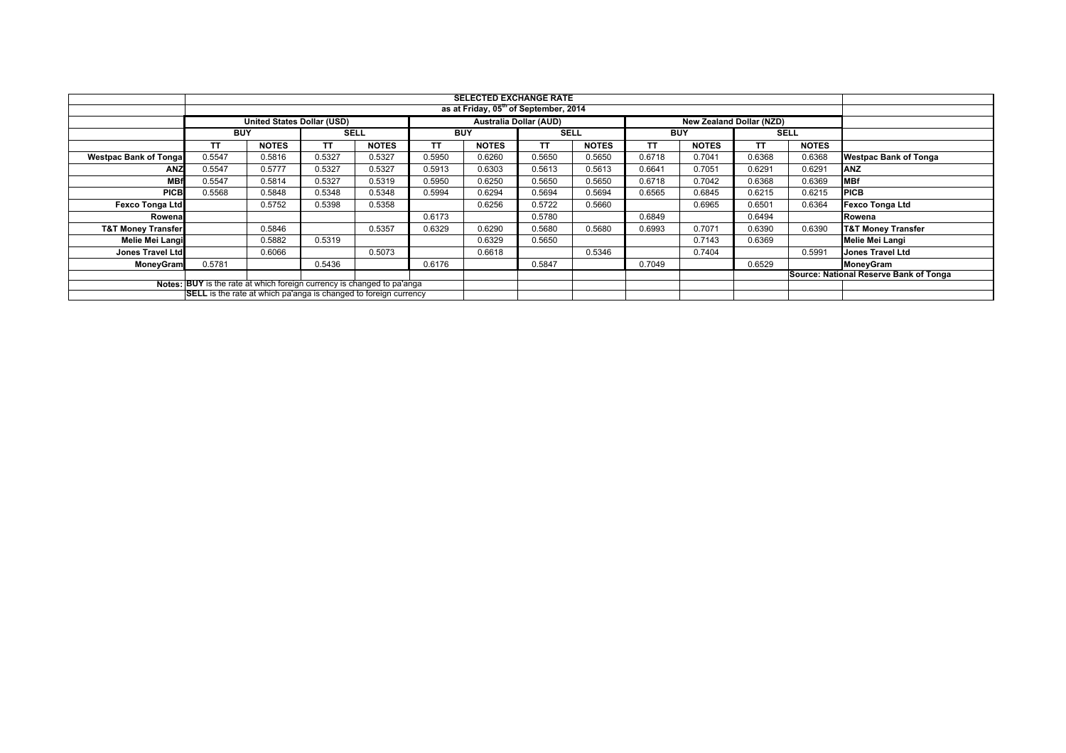| | SELECTED EXCHANGE RATE | | | | | | | | | | | | | |
|---|---|---|---|---|---|---|---|---|---|---|---|---|---|---|
| | as at Friday, 05th of September, 2014 | | | | | | | | | | | | | |
| | United States Dollar (USD) | | | | Australia Dollar (AUD) | | | | New Zealand Dollar (NZD) | | | | |
| | BUY | | SELL | | BUY | | SELL | | BUY | | SELL | | |
| | TT | NOTES | TT | NOTES | TT | NOTES | TT | NOTES | TT | NOTES | TT | NOTES | |
| **Westpac Bank of Tonga** | 0.5547 | 0.5816 | 0.5327 | 0.5327 | 0.5950 | 0.6260 | 0.5650 | 0.5650 | 0.6718 | 0.7041 | 0.6368 | 0.6368 | **Westpac Bank of Tonga** |
| **ANZ** | 0.5547 | 0.5777 | 0.5327 | 0.5327 | 0.5913 | 0.6303 | 0.5613 | 0.5613 | 0.6641 | 0.7051 | 0.6291 | 0.6291 | **ANZ** |
| **MBf** | 0.5547 | 0.5814 | 0.5327 | 0.5319 | 0.5950 | 0.6250 | 0.5650 | 0.5650 | 0.6718 | 0.7042 | 0.6368 | 0.6369 | **MBf** |
| **PICB** | 0.5568 | 0.5848 | 0.5348 | 0.5348 | 0.5994 | 0.6294 | 0.5694 | 0.5694 | 0.6565 | 0.6845 | 0.6215 | 0.6215 | **PICB** |
| **Fexco Tonga Ltd** | | 0.5752 | 0.5398 | 0.5358 | | 0.6256 | 0.5722 | 0.5660 | | 0.6965 | 0.6501 | 0.6364 | **Fexco Tonga Ltd** |
| **Rowena** | | | | | 0.6173 | | 0.5780 | | 0.6849 | | 0.6494 | | **Rowena** |
| **T&T Money Transfer** | | 0.5846 | | 0.5357 | 0.6329 | 0.6290 | 0.5680 | 0.5680 | 0.6993 | 0.7071 | 0.6390 | 0.6390 | **T&T Money Transfer** |
| **Melie Mei Langi** | | 0.5882 | 0.5319 | | | 0.6329 | 0.5650 | | | 0.7143 | 0.6369 | | **Melie Mei Langi** |
| **Jones Travel Ltd** | | 0.6066 | | 0.5073 | | 0.6618 | | 0.5346 | | 0.7404 | | 0.5991 | **Jones Travel Ltd** |
| **MoneyGram** | 0.5781 | | 0.5436 | | 0.6176 | | 0.5847 | | 0.7049 | | 0.6529 | | **MoneyGram** |
| | | | | | | | | | | | | | **Source: National Reserve Bank of Tonga** |
| **Notes:** | **BUY** is the rate at which foreign currency is changed to pa'anga | | | | | | | | | | | | |
| | **SELL** is the rate at which pa'anga is changed to foreign currency | | | | | | | | | | | | |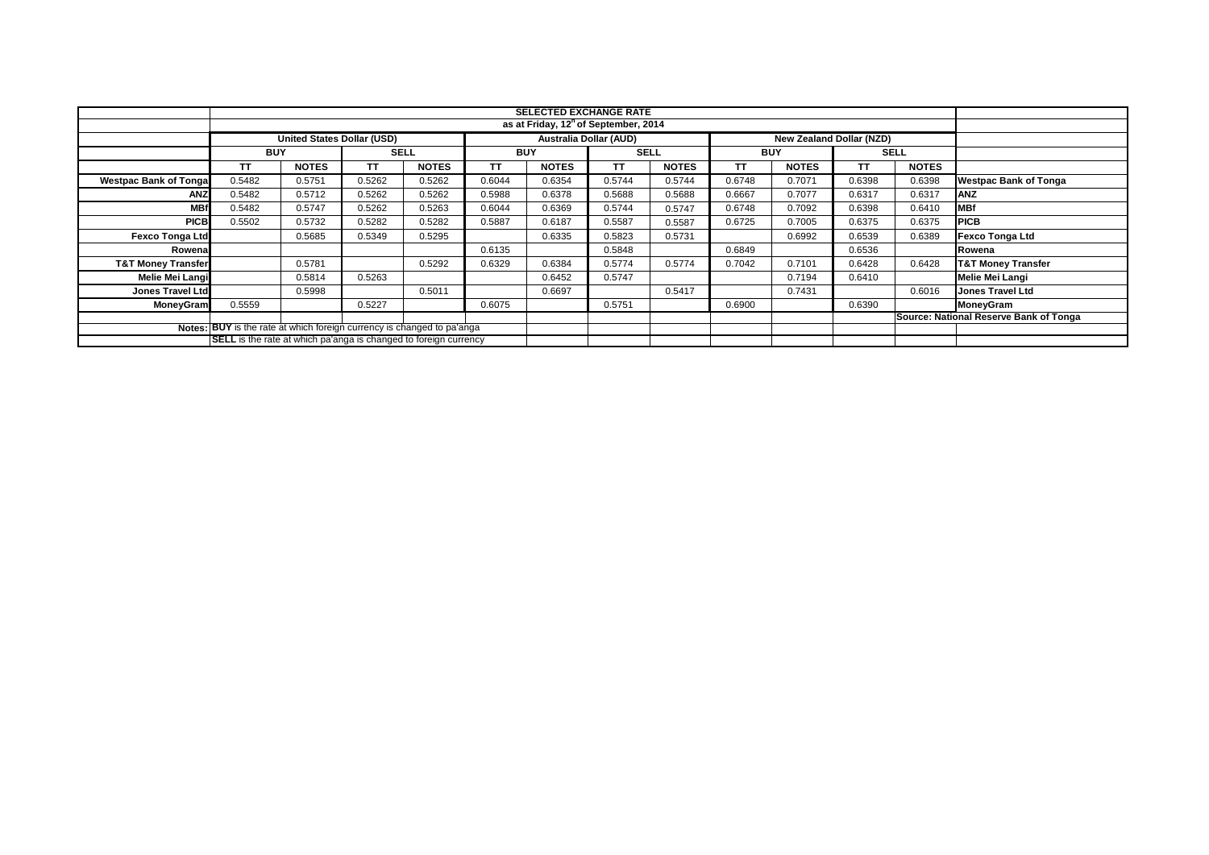| | SELECTED EXCHANGE RATE | | | | | | | | | | | | |
|---|---|---|---|---|---|---|---|---|---|---|---|---|---|
| | as at Friday, 12th of September, 2014 | | | | | | | | | | | | |
| | United States Dollar (USD) | | | | Australia Dollar (AUD) | | | | New Zealand Dollar (NZD) | | | | |
| | BUY | | SELL | | BUY | | SELL | | BUY | | SELL | | |
| | TT | NOTES | TT | NOTES | TT | NOTES | TT | NOTES | TT | NOTES | TT | NOTES | |
| Westpac Bank of Tonga | 0.5482 | 0.5751 | 0.5262 | 0.5262 | 0.6044 | 0.6354 | 0.5744 | 0.5744 | 0.6748 | 0.7071 | 0.6398 | 0.6398 | Westpac Bank of Tonga |
| ANZ | 0.5482 | 0.5712 | 0.5262 | 0.5262 | 0.5988 | 0.6378 | 0.5688 | 0.5688 | 0.6667 | 0.7077 | 0.6317 | 0.6317 | ANZ |
| MBf | 0.5482 | 0.5747 | 0.5262 | 0.5263 | 0.6044 | 0.6369 | 0.5744 | 0.5747 | 0.6748 | 0.7092 | 0.6398 | 0.6410 | MBf |
| PICB | 0.5502 | 0.5732 | 0.5282 | 0.5282 | 0.5887 | 0.6187 | 0.5587 | 0.5587 | 0.6725 | 0.7005 | 0.6375 | 0.6375 | PICB |
| Fexco Tonga Ltd | | 0.5685 | 0.5349 | 0.5295 | | 0.6335 | 0.5823 | 0.5731 | | 0.6992 | 0.6539 | 0.6389 | Fexco Tonga Ltd |
| Rowena | | | | | 0.6135 | | 0.5848 | | 0.6849 | | 0.6536 | | Rowena |
| T&T Money Transfer | | 0.5781 | | 0.5292 | 0.6329 | 0.6384 | 0.5774 | 0.5774 | 0.7042 | 0.7101 | 0.6428 | 0.6428 | T&T Money Transfer |
| Melie Mei Langi | | 0.5814 | 0.5263 | | | 0.6452 | 0.5747 | | | 0.7194 | 0.6410 | | Melie Mei Langi |
| Jones Travel Ltd | | 0.5998 | | 0.5011 | | 0.6697 | | 0.5417 | | 0.7431 | | 0.6016 | Jones Travel Ltd |
| MoneyGram | 0.5559 | | 0.5227 | | 0.6075 | | 0.5751 | | 0.6900 | | 0.6390 | | MoneyGram |
| | | | | | | | | | | | | | Source: National Reserve Bank of Tonga |
| Notes: | BUY is the rate at which foreign currency is changed to pa'anga | | | | | | | | | | | | |
| | SELL is the rate at which pa'anga is changed to foreign currency | | | | | | | | | | | | |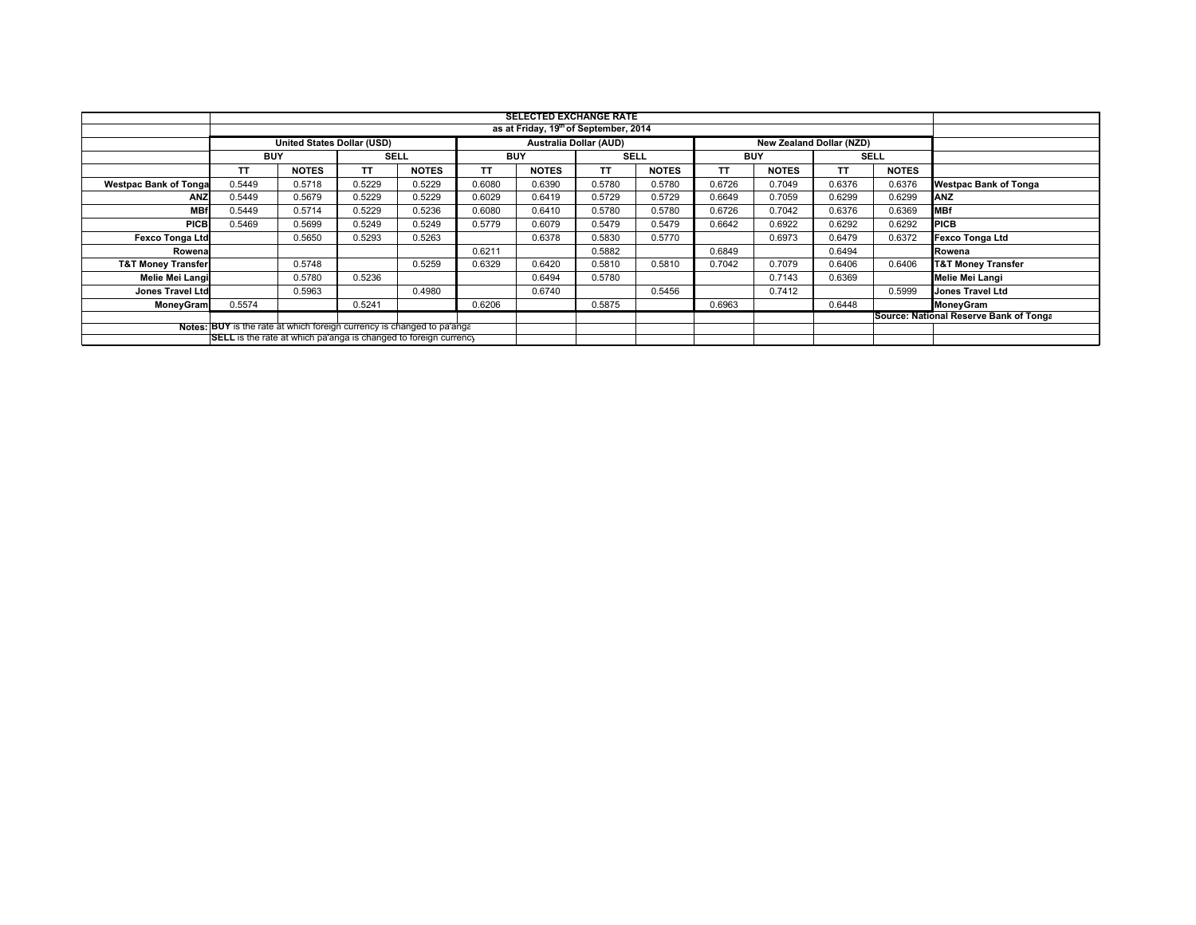# SELECTED EXCHANGE RATE

as at Friday, 19th of September, 2014

| | United States Dollar (USD) | | | | Australia Dollar (AUD) | | | | New Zealand Dollar (NZD) | | | | |
|---|---|---|---|---|---|---|---|---|---|---|---|---|---|
| | BUY | | SELL | | BUY | | SELL | | BUY | | SELL | | |
| | TT | NOTES | TT | NOTES | TT | NOTES | TT | NOTES | TT | NOTES | TT | NOTES | |
| Westpac Bank of Tonga | 0.5449 | 0.5718 | 0.5229 | 0.5229 | 0.6080 | 0.6390 | 0.5780 | 0.5780 | 0.6726 | 0.7049 | 0.6376 | 0.6376 | Westpac Bank of Tonga |
| ANZ | 0.5449 | 0.5679 | 0.5229 | 0.5229 | 0.6029 | 0.6419 | 0.5729 | 0.5729 | 0.6649 | 0.7059 | 0.6299 | 0.6299 | ANZ |
| MBf | 0.5449 | 0.5714 | 0.5229 | 0.5236 | 0.6080 | 0.6410 | 0.5780 | 0.5780 | 0.6726 | 0.7042 | 0.6376 | 0.6369 | MBf |
| PICB | 0.5469 | 0.5699 | 0.5249 | 0.5249 | 0.5779 | 0.6079 | 0.5479 | 0.5479 | 0.6642 | 0.6922 | 0.6292 | 0.6292 | PICB |
| Fexco Tonga Ltd | | 0.5650 | 0.5293 | 0.5263 | | 0.6378 | 0.5830 | 0.5770 | | 0.6973 | 0.6479 | 0.6372 | Fexco Tonga Ltd |
| Rowena | | | | | 0.6211 | | 0.5882 | | 0.6849 | | 0.6494 | | Rowena |
| T&T Money Transfer | | 0.5748 | | 0.5259 | 0.6329 | 0.6420 | 0.5810 | 0.5810 | 0.7042 | 0.7079 | 0.6406 | 0.6406 | T&T Money Transfer |
| Melie Mei Langi | | 0.5780 | 0.5236 | | | 0.6494 | 0.5780 | | | 0.7143 | 0.6369 | | Melie Mei Langi |
| Jones Travel Ltd | | 0.5963 | | 0.4980 | | 0.6740 | | 0.5456 | | 0.7412 | | 0.5999 | Jones Travel Ltd |
| MoneyGram | 0.5574 | | 0.5241 | | 0.6206 | | 0.5875 | | 0.6963 | | 0.6448 | | MoneyGram |

Source: National Reserve Bank of Tonga

Notes: **BUY** is the rate at which foreign currency is changed to pa'anga
**SELL** is the rate at which pa'anga is changed to foreign currency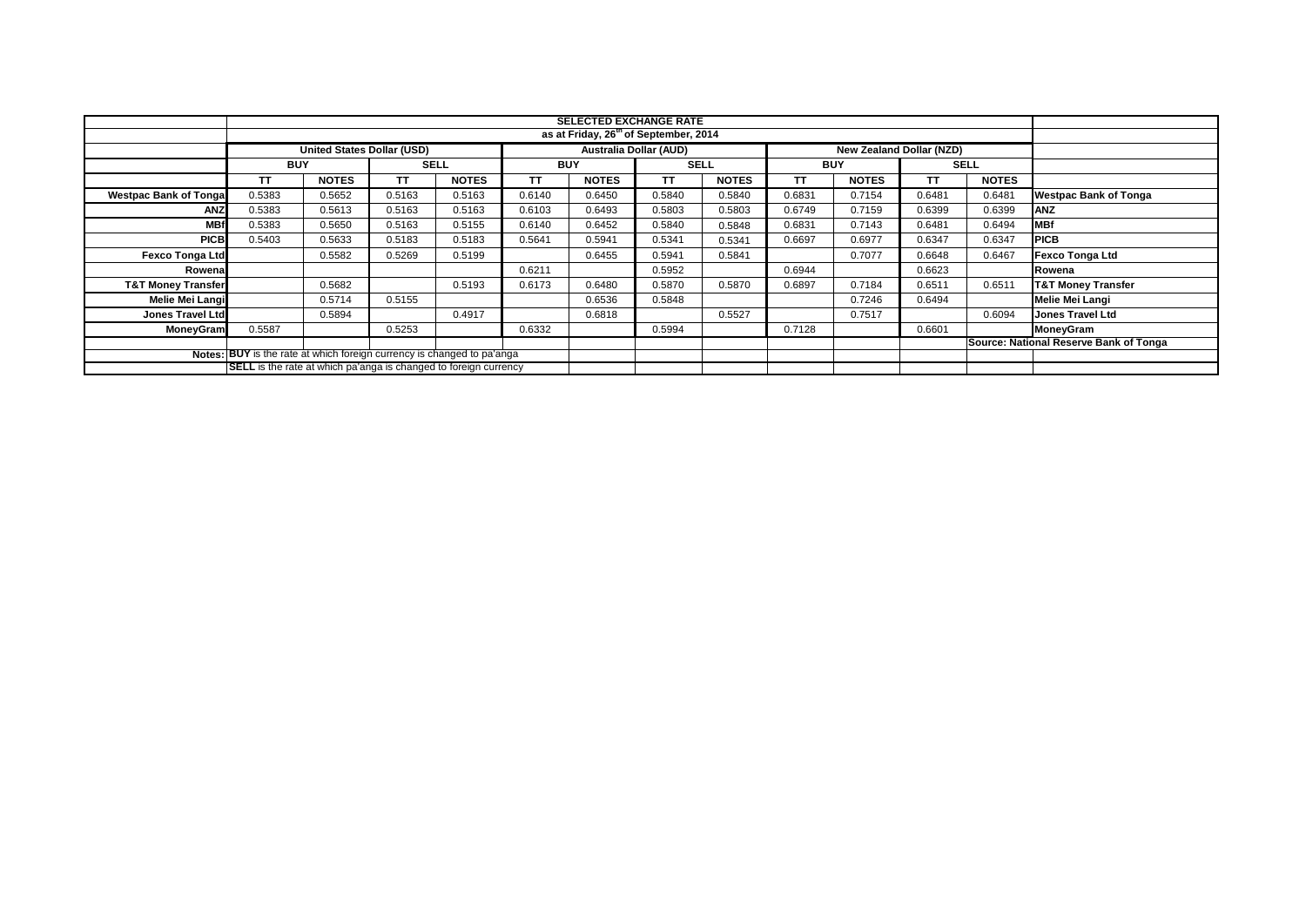| | SELECTED EXCHANGE RATE | | | | | | | | | | | | |
|---|---|---|---|---|---|---|---|---|---|---|---|---|---|
| | as at Friday, 26th of September, 2014 | | | | | | | | | | | | |
| | United States Dollar (USD) | | | | Australia Dollar (AUD) | | | | New Zealand Dollar (NZD) | | | | |
| | BUY | | SELL | | BUY | | SELL | | BUY | | SELL | | |
| | TT | NOTES | TT | NOTES | TT | NOTES | TT | NOTES | TT | NOTES | TT | NOTES | |
| Westpac Bank of Tonga | 0.5383 | 0.5652 | 0.5163 | 0.5163 | 0.6140 | 0.6450 | 0.5840 | 0.5840 | 0.6831 | 0.7154 | 0.6481 | 0.6481 | Westpac Bank of Tonga |
| ANZ | 0.5383 | 0.5613 | 0.5163 | 0.5163 | 0.6103 | 0.6493 | 0.5803 | 0.5803 | 0.6749 | 0.7159 | 0.6399 | 0.6399 | ANZ |
| MBf | 0.5383 | 0.5650 | 0.5163 | 0.5155 | 0.6140 | 0.6452 | 0.5840 | 0.5848 | 0.6831 | 0.7143 | 0.6481 | 0.6494 | MBf |
| PICB | 0.5403 | 0.5633 | 0.5183 | 0.5183 | 0.5641 | 0.5941 | 0.5341 | 0.5341 | 0.6697 | 0.6977 | 0.6347 | 0.6347 | PICB |
| Fexco Tonga Ltd | | 0.5582 | 0.5269 | 0.5199 | | 0.6455 | 0.5941 | 0.5841 | | 0.7077 | 0.6648 | 0.6467 | Fexco Tonga Ltd |
| Rowena | | | | | 0.6211 | | 0.5952 | | 0.6944 | | 0.6623 | | Rowena |
| T&T Money Transfer | | 0.5682 | | 0.5193 | 0.6173 | 0.6480 | 0.5870 | 0.5870 | 0.6897 | 0.7184 | 0.6511 | 0.6511 | T&T Money Transfer |
| Melie Mei Langi | | 0.5714 | 0.5155 | | | 0.6536 | 0.5848 | | | 0.7246 | 0.6494 | | Melie Mei Langi |
| Jones Travel Ltd | | 0.5894 | | 0.4917 | | 0.6818 | | 0.5527 | | 0.7517 | | 0.6094 | Jones Travel Ltd |
| MoneyGram | 0.5587 | | 0.5253 | | 0.6332 | | 0.5994 | | 0.7128 | | 0.6601 | | MoneyGram |
| | | | | | | | | | | | | | Source: National Reserve Bank of Tonga |
| Notes: | BUY is the rate at which foreign currency is changed to pa'anga | | | | | | | | | | | | |
| | SELL is the rate at which pa'anga is changed to foreign currency | | | | | | | | | | | | |